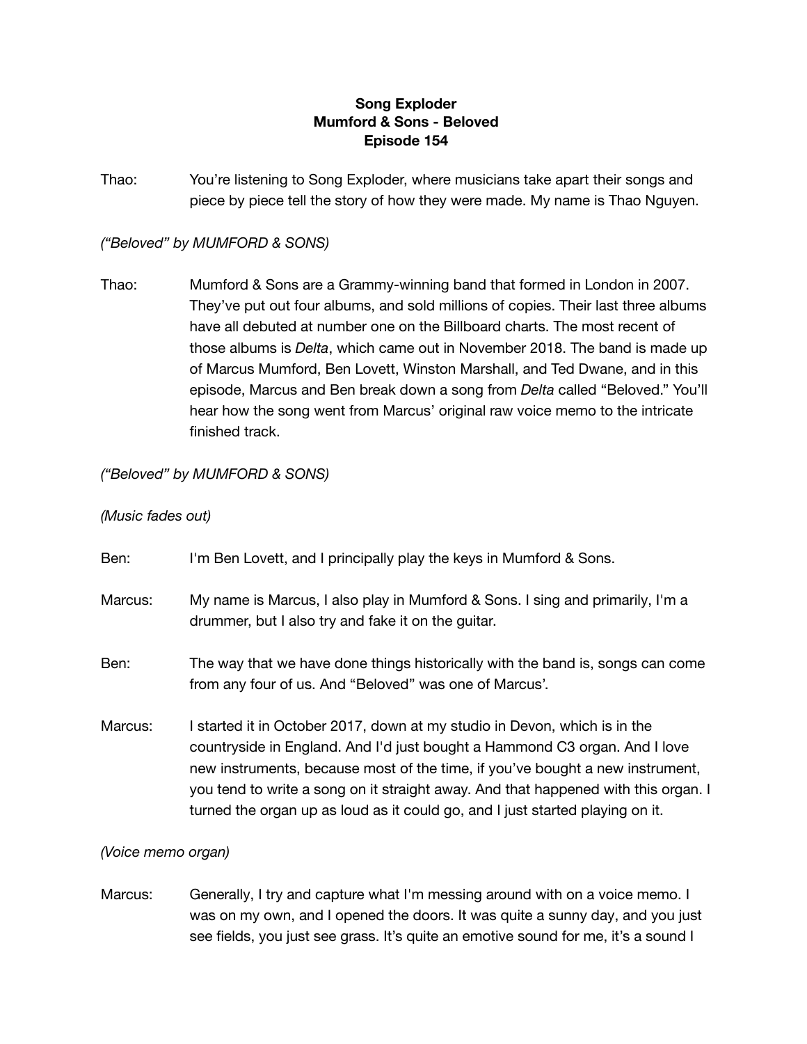**Song Exploder**
**Mumford & Sons - Beloved**
**Episode 154**

Thao: You're listening to Song Exploder, where musicians take apart their songs and piece by piece tell the story of how they were made. My name is Thao Nguyen.

*("Beloved" by MUMFORD & SONS)*

Thao: Mumford & Sons are a Grammy-winning band that formed in London in 2007. They've put out four albums, and sold millions of copies. Their last three albums have all debuted at number one on the Billboard charts. The most recent of those albums is *Delta*, which came out in November 2018. The band is made up of Marcus Mumford, Ben Lovett, Winston Marshall, and Ted Dwane, and in this episode, Marcus and Ben break down a song from *Delta* called "Beloved." You'll hear how the song went from Marcus' original raw voice memo to the intricate finished track.

*("Beloved" by MUMFORD & SONS)*

*(Music fades out)*

Ben: I'm Ben Lovett, and I principally play the keys in Mumford & Sons.

Marcus: My name is Marcus, I also play in Mumford & Sons. I sing and primarily, I'm a drummer, but I also try and fake it on the guitar.

Ben: The way that we have done things historically with the band is, songs can come from any four of us. And "Beloved" was one of Marcus'.

Marcus: I started it in October 2017, down at my studio in Devon, which is in the countryside in England. And I'd just bought a Hammond C3 organ. And I love new instruments, because most of the time, if you've bought a new instrument, you tend to write a song on it straight away. And that happened with this organ. I turned the organ up as loud as it could go, and I just started playing on it.

*(Voice memo organ)*

Marcus: Generally, I try and capture what I'm messing around with on a voice memo. I was on my own, and I opened the doors. It was quite a sunny day, and you just see fields, you just see grass. It's quite an emotive sound for me, it's a sound I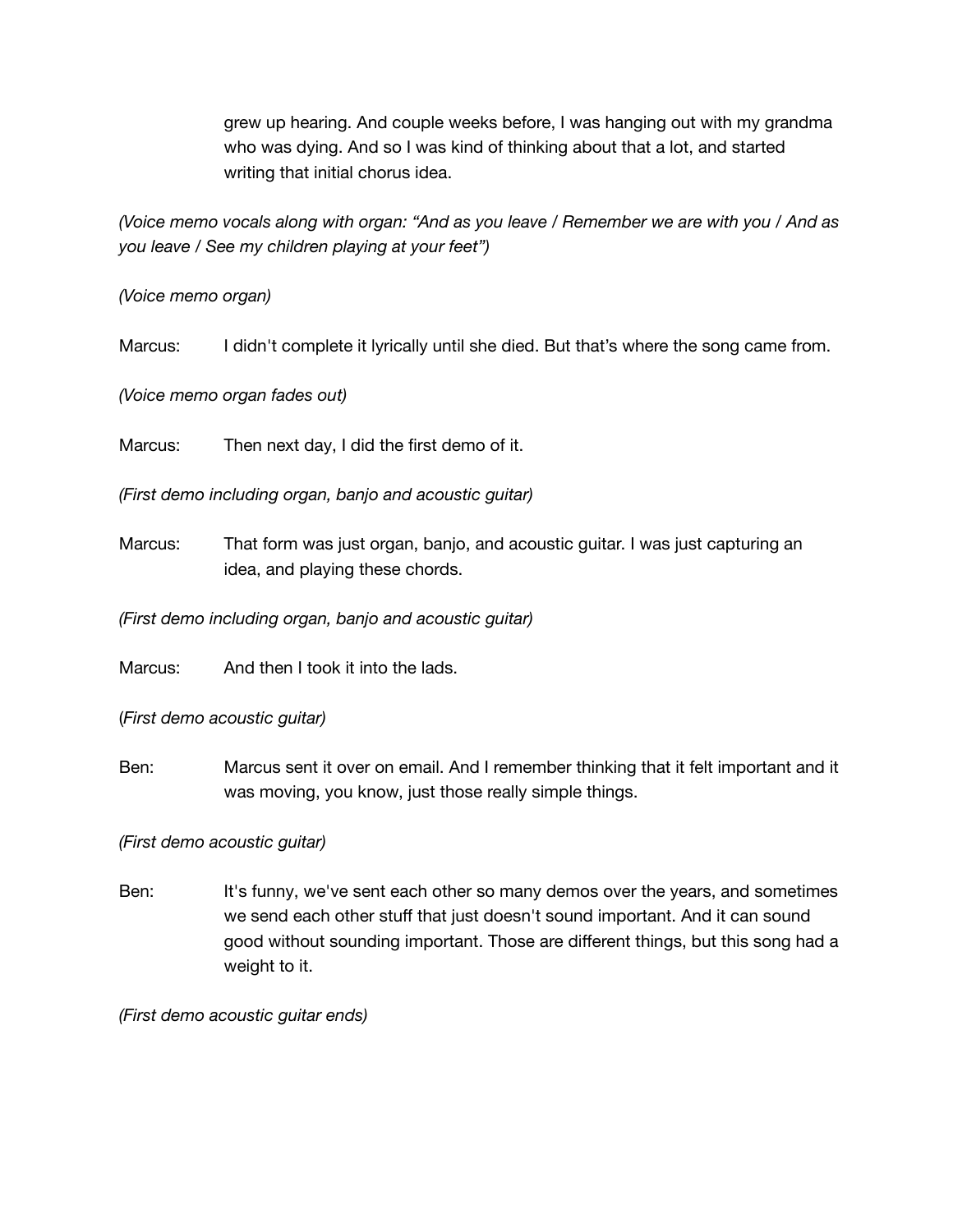grew up hearing. And couple weeks before, I was hanging out with my grandma who was dying. And so I was kind of thinking about that a lot, and started writing that initial chorus idea.

*(Voice memo vocals along with organ: "And as you leave / Remember we are with you / And as you leave / See my children playing at your feet")*

*(Voice memo organ)*

Marcus: I didn't complete it lyrically until she died. But that's where the song came from.

*(Voice memo organ fades out)*

Marcus: Then next day, I did the first demo of it.

*(First demo including organ, banjo and acoustic guitar)*

Marcus: That form was just organ, banjo, and acoustic guitar. I was just capturing an idea, and playing these chords.

*(First demo including organ, banjo and acoustic guitar)*

Marcus: And then I took it into the lads.

(*First demo acoustic guitar)*

Ben: Marcus sent it over on email. And I remember thinking that it felt important and it was moving, you know, just those really simple things.

*(First demo acoustic guitar)*

Ben: It's funny, we've sent each other so many demos over the years, and sometimes we send each other stuff that just doesn't sound important. And it can sound good without sounding important. Those are different things, but this song had a weight to it.

*(First demo acoustic guitar ends)*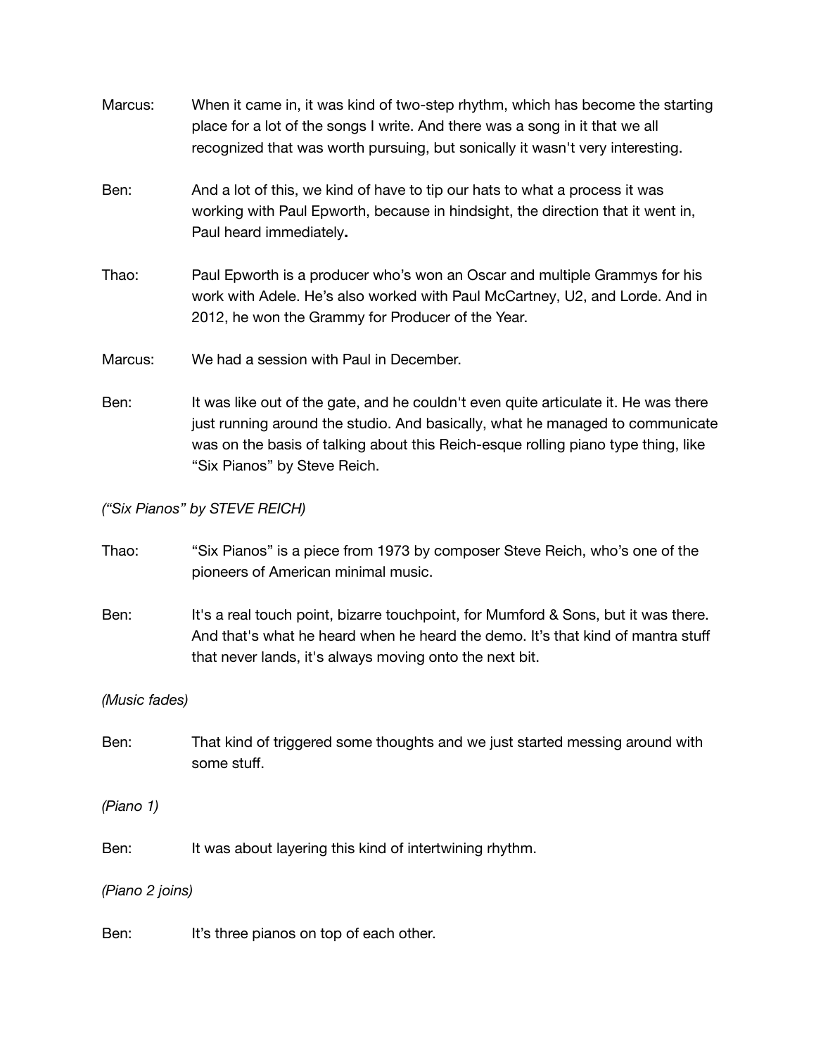Marcus: When it came in, it was kind of two-step rhythm, which has become the starting place for a lot of the songs I write. And there was a song in it that we all recognized that was worth pursuing, but sonically it wasn't very interesting.

Ben: And a lot of this, we kind of have to tip our hats to what a process it was working with Paul Epworth, because in hindsight, the direction that it went in, Paul heard immediately**.**

Thao: Paul Epworth is a producer who's won an Oscar and multiple Grammys for his work with Adele. He's also worked with Paul McCartney, U2, and Lorde. And in 2012, he won the Grammy for Producer of the Year.

Marcus: We had a session with Paul in December.

Ben: It was like out of the gate, and he couldn't even quite articulate it. He was there just running around the studio. And basically, what he managed to communicate was on the basis of talking about this Reich-esque rolling piano type thing, like "Six Pianos" by Steve Reich.

*("Six Pianos" by STEVE REICH)*

Thao: "Six Pianos" is a piece from 1973 by composer Steve Reich, who's one of the pioneers of American minimal music.

Ben: It's a real touch point, bizarre touchpoint, for Mumford & Sons, but it was there. And that's what he heard when he heard the demo. It's that kind of mantra stuff that never lands, it's always moving onto the next bit.

*(Music fades)*

Ben: That kind of triggered some thoughts and we just started messing around with some stuff.

*(Piano 1)*

Ben: It was about layering this kind of intertwining rhythm.

*(Piano 2 joins)*

Ben: It's three pianos on top of each other.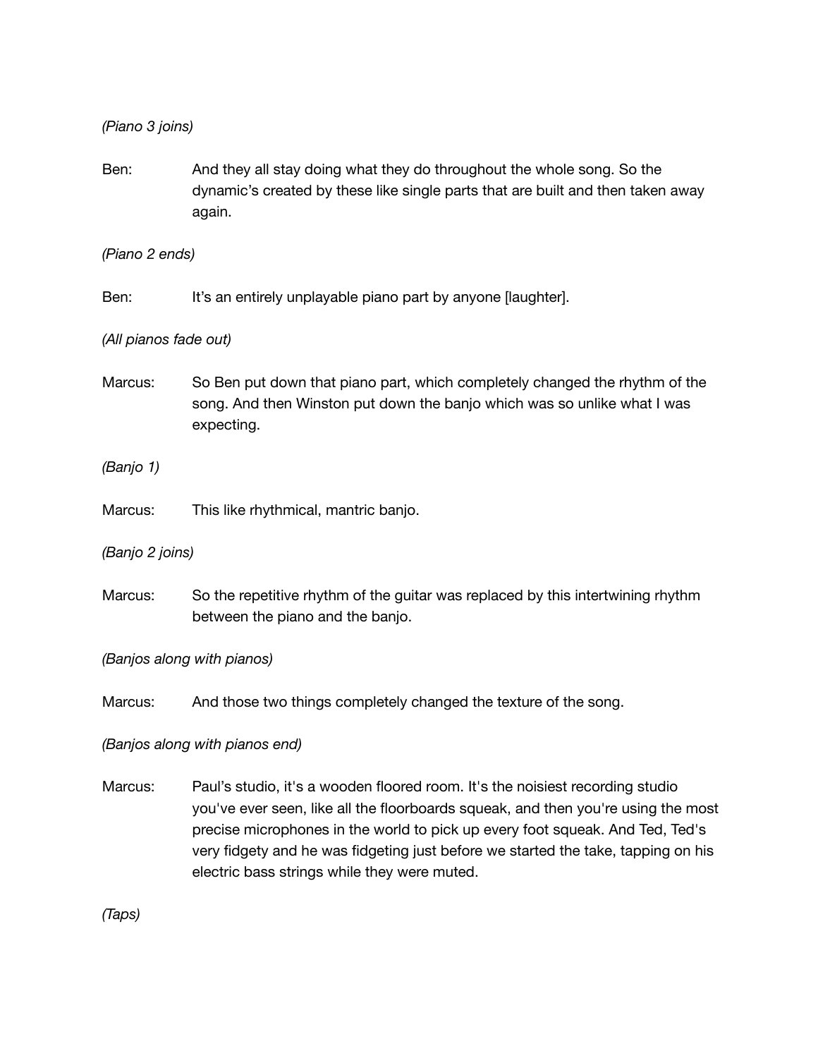*(Piano 3 joins)*

Ben: And they all stay doing what they do throughout the whole song. So the dynamic's created by these like single parts that are built and then taken away again.

*(Piano 2 ends)*

Ben: It's an entirely unplayable piano part by anyone [laughter].

*(All pianos fade out)*

Marcus: So Ben put down that piano part, which completely changed the rhythm of the song. And then Winston put down the banjo which was so unlike what I was expecting.

*(Banjo 1)*

Marcus: This like rhythmical, mantric banjo.

*(Banjo 2 joins)*

Marcus: So the repetitive rhythm of the guitar was replaced by this intertwining rhythm between the piano and the banjo.

*(Banjos along with pianos)*

Marcus: And those two things completely changed the texture of the song.

*(Banjos along with pianos end)*

Marcus: Paul's studio, it's a wooden floored room. It's the noisiest recording studio you've ever seen, like all the floorboards squeak, and then you're using the most precise microphones in the world to pick up every foot squeak. And Ted, Ted's very fidgety and he was fidgeting just before we started the take, tapping on his electric bass strings while they were muted.

*(Taps)*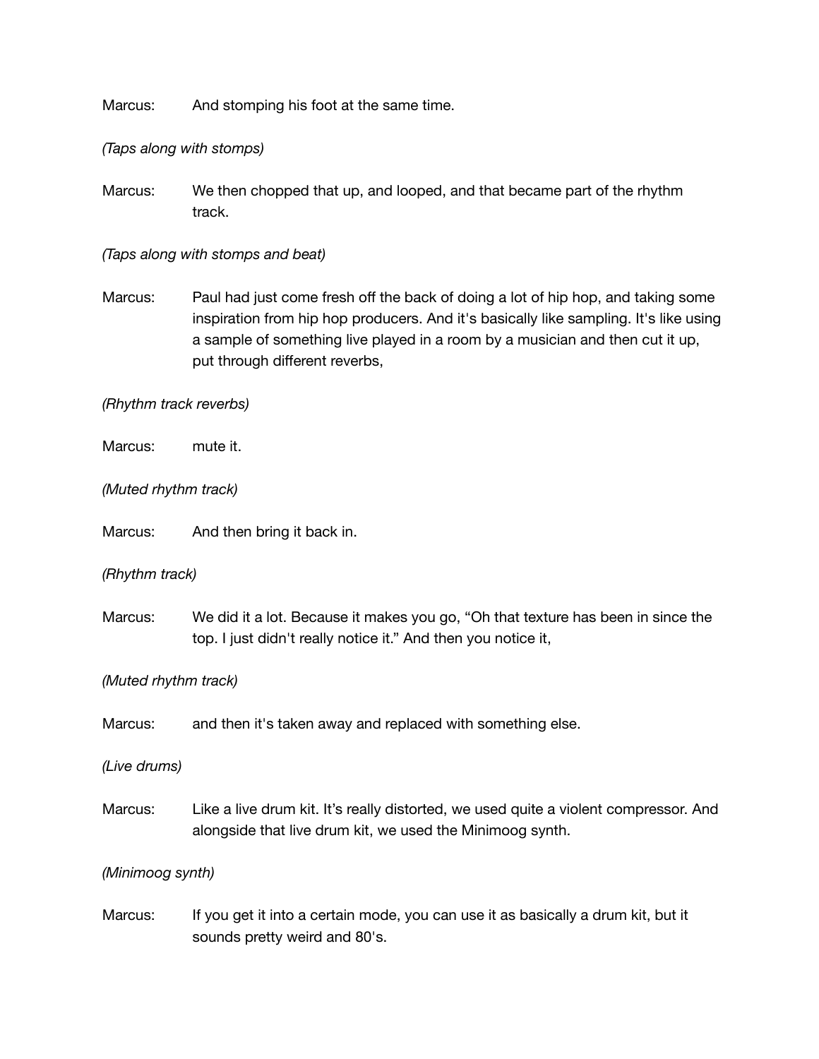Marcus: And stomping his foot at the same time.

*(Taps along with stomps)*

Marcus: We then chopped that up, and looped, and that became part of the rhythm track.

*(Taps along with stomps and beat)*

Marcus: Paul had just come fresh off the back of doing a lot of hip hop, and taking some inspiration from hip hop producers. And it's basically like sampling. It's like using a sample of something live played in a room by a musician and then cut it up, put through different reverbs,

*(Rhythm track reverbs)*

Marcus: mute it.

*(Muted rhythm track)*

Marcus: And then bring it back in.

*(Rhythm track)*

Marcus: We did it a lot. Because it makes you go, "Oh that texture has been in since the top. I just didn't really notice it." And then you notice it,

*(Muted rhythm track)*

Marcus: and then it's taken away and replaced with something else.

*(Live drums)*

Marcus: Like a live drum kit. It's really distorted, we used quite a violent compressor. And alongside that live drum kit, we used the Minimoog synth.

*(Minimoog synth)*

Marcus: If you get it into a certain mode, you can use it as basically a drum kit, but it sounds pretty weird and 80's.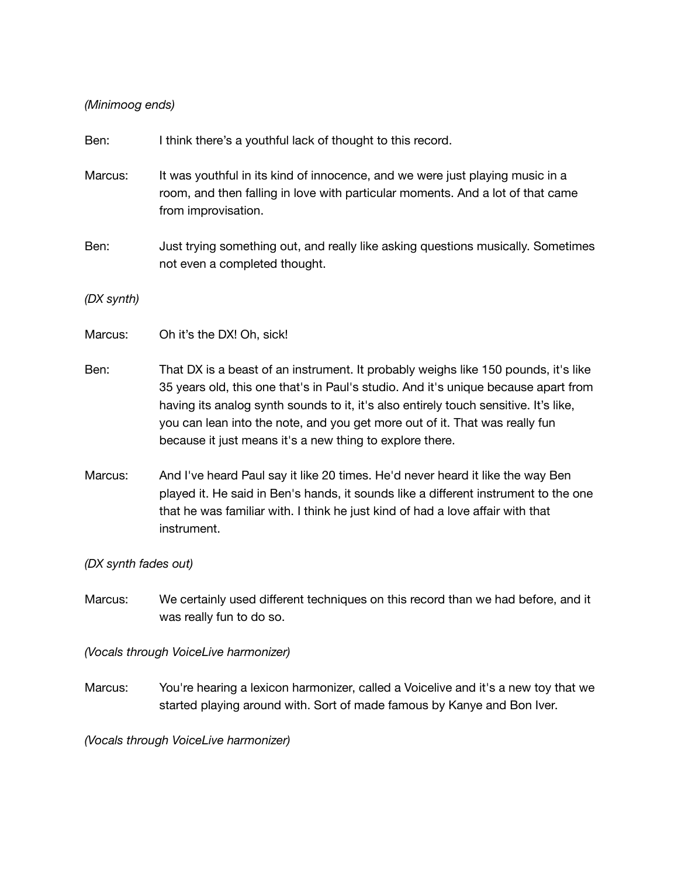*(Minimoog ends)*

Ben: I think there's a youthful lack of thought to this record.

Marcus: It was youthful in its kind of innocence, and we were just playing music in a room, and then falling in love with particular moments. And a lot of that came from improvisation.

Ben: Just trying something out, and really like asking questions musically. Sometimes not even a completed thought.

*(DX synth)*

Marcus: Oh it's the DX! Oh, sick!

Ben: That DX is a beast of an instrument. It probably weighs like 150 pounds, it's like 35 years old, this one that's in Paul's studio. And it's unique because apart from having its analog synth sounds to it, it's also entirely touch sensitive. It's like, you can lean into the note, and you get more out of it. That was really fun because it just means it's a new thing to explore there.

Marcus: And I've heard Paul say it like 20 times. He'd never heard it like the way Ben played it. He said in Ben's hands, it sounds like a different instrument to the one that he was familiar with. I think he just kind of had a love affair with that instrument.

*(DX synth fades out)*

Marcus: We certainly used different techniques on this record than we had before, and it was really fun to do so.

*(Vocals through VoiceLive harmonizer)*

Marcus: You're hearing a lexicon harmonizer, called a Voicelive and it's a new toy that we started playing around with. Sort of made famous by Kanye and Bon Iver.

*(Vocals through VoiceLive harmonizer)*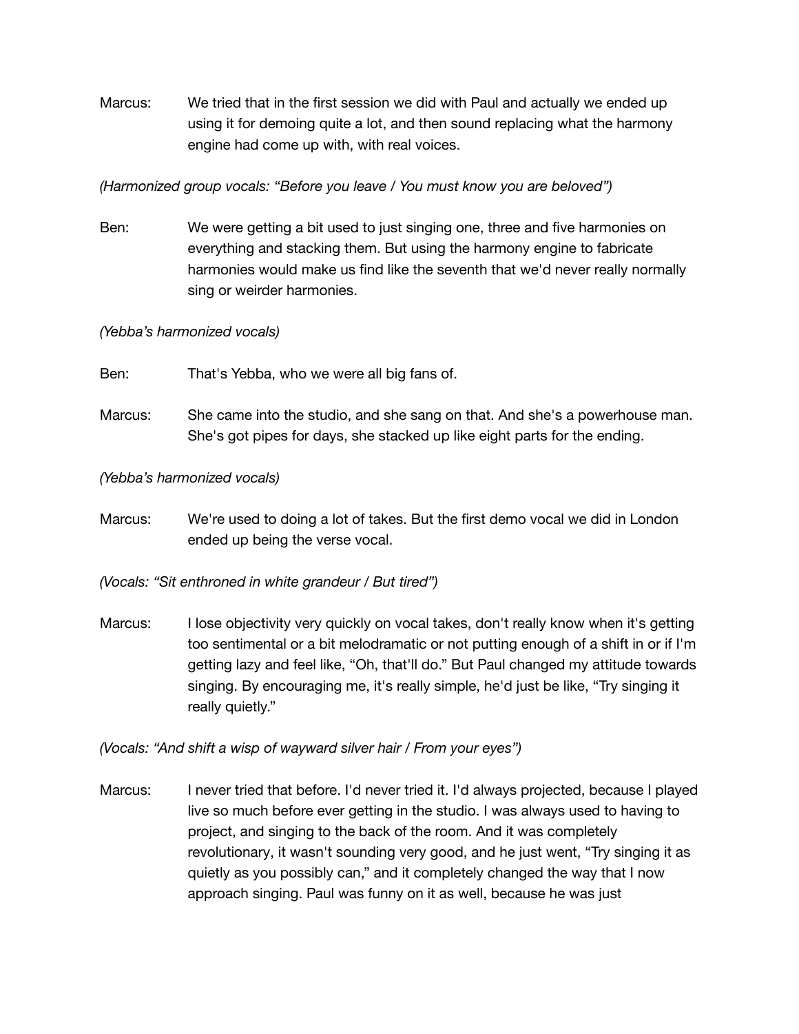Marcus: We tried that in the first session we did with Paul and actually we ended up using it for demoing quite a lot, and then sound replacing what the harmony engine had come up with, with real voices.

*(Harmonized group vocals: "Before you leave / You must know you are beloved")*

Ben: We were getting a bit used to just singing one, three and five harmonies on everything and stacking them. But using the harmony engine to fabricate harmonies would make us find like the seventh that we'd never really normally sing or weirder harmonies.

*(Yebba's harmonized vocals)*

Ben: That's Yebba, who we were all big fans of.

Marcus: She came into the studio, and she sang on that. And she's a powerhouse man. She's got pipes for days, she stacked up like eight parts for the ending.

*(Yebba's harmonized vocals)*

Marcus: We're used to doing a lot of takes. But the first demo vocal we did in London ended up being the verse vocal.

*(Vocals: "Sit enthroned in white grandeur / But tired")*

Marcus: I lose objectivity very quickly on vocal takes, don't really know when it's getting too sentimental or a bit melodramatic or not putting enough of a shift in or if I'm getting lazy and feel like, "Oh, that'll do." But Paul changed my attitude towards singing. By encouraging me, it's really simple, he'd just be like, "Try singing it really quietly."

*(Vocals: "And shift a wisp of wayward silver hair / From your eyes")*

Marcus: I never tried that before. I'd never tried it. I'd always projected, because I played live so much before ever getting in the studio. I was always used to having to project, and singing to the back of the room. And it was completely revolutionary, it wasn't sounding very good, and he just went, "Try singing it as quietly as you possibly can," and it completely changed the way that I now approach singing. Paul was funny on it as well, because he was just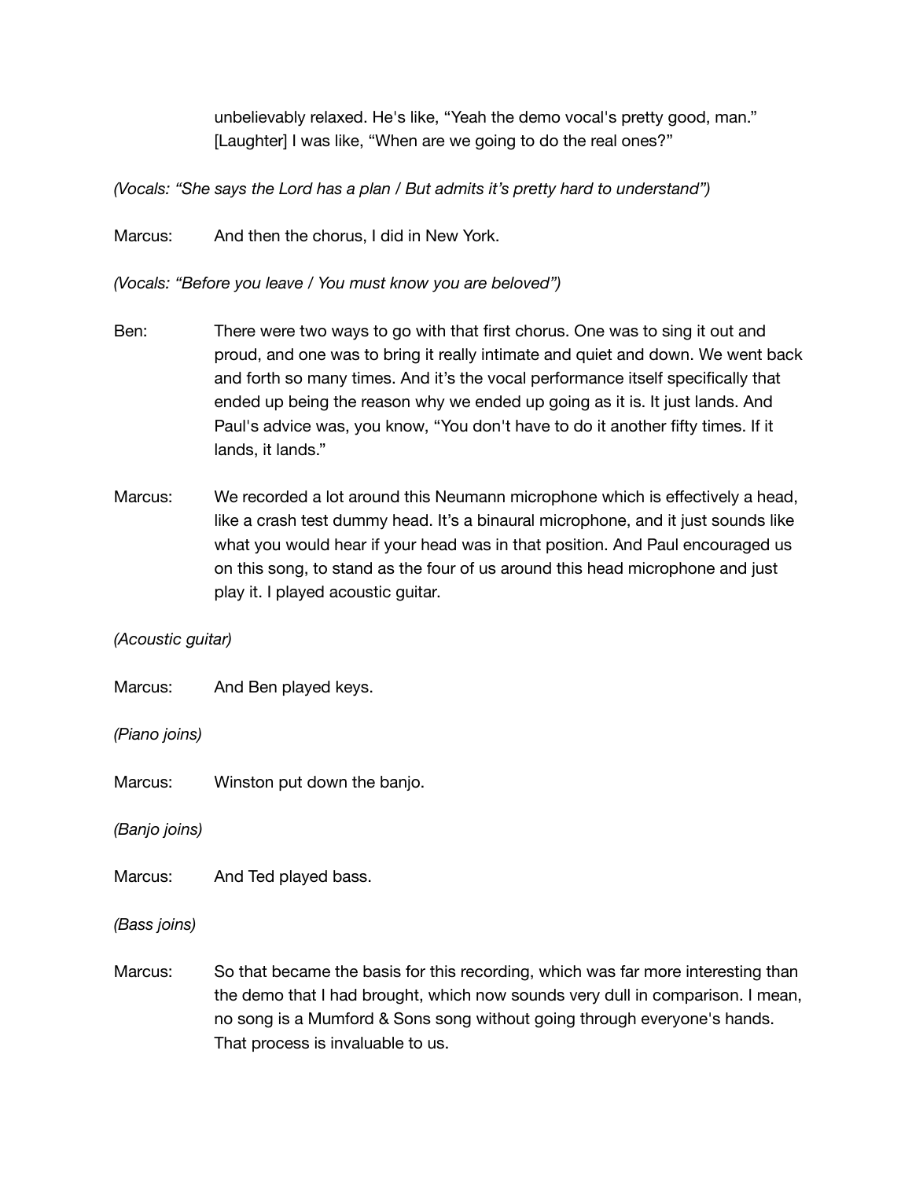unbelievably relaxed. He's like, "Yeah the demo vocal's pretty good, man." [Laughter] I was like, "When are we going to do the real ones?"

*(Vocals: "She says the Lord has a plan / But admits it's pretty hard to understand")*

Marcus: And then the chorus, I did in New York.

*(Vocals: "Before you leave / You must know you are beloved")*

Ben: There were two ways to go with that first chorus. One was to sing it out and proud, and one was to bring it really intimate and quiet and down. We went back and forth so many times. And it's the vocal performance itself specifically that ended up being the reason why we ended up going as it is. It just lands. And Paul's advice was, you know, "You don't have to do it another fifty times. If it lands, it lands."

Marcus: We recorded a lot around this Neumann microphone which is effectively a head, like a crash test dummy head. It's a binaural microphone, and it just sounds like what you would hear if your head was in that position. And Paul encouraged us on this song, to stand as the four of us around this head microphone and just play it. I played acoustic guitar.

*(Acoustic guitar)*

Marcus: And Ben played keys.

*(Piano joins)*

Marcus: Winston put down the banjo.

*(Banjo joins)*

Marcus: And Ted played bass.

*(Bass joins)*

Marcus: So that became the basis for this recording, which was far more interesting than the demo that I had brought, which now sounds very dull in comparison. I mean, no song is a Mumford & Sons song without going through everyone's hands. That process is invaluable to us.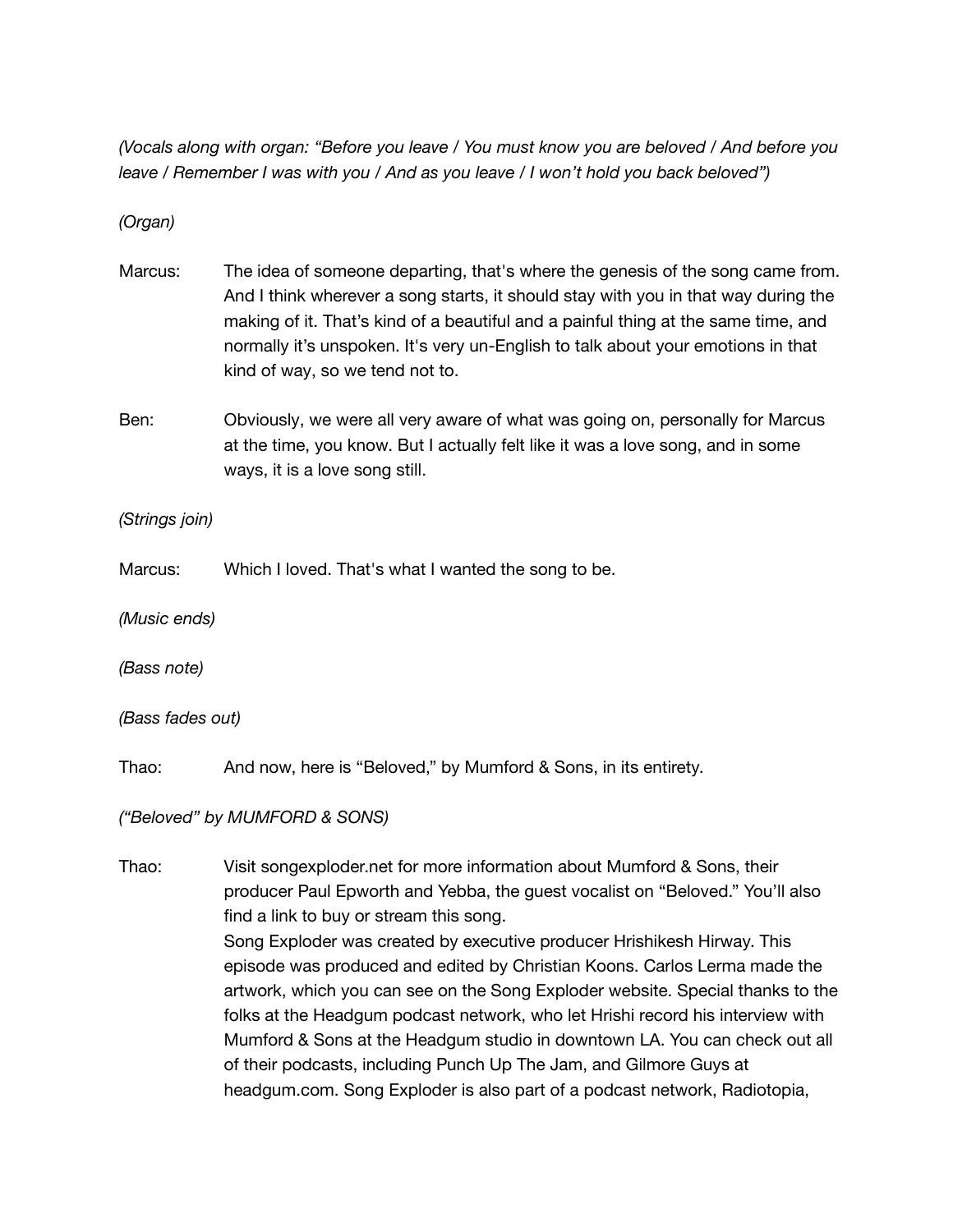*(Vocals along with organ: "Before you leave / You must know you are beloved / And before you leave / Remember I was with you / And as you leave / I won't hold you back beloved")*

*(Organ)*

Marcus: The idea of someone departing, that's where the genesis of the song came from. And I think wherever a song starts, it should stay with you in that way during the making of it. That's kind of a beautiful and a painful thing at the same time, and normally it's unspoken. It's very un-English to talk about your emotions in that kind of way, so we tend not to.

Ben: Obviously, we were all very aware of what was going on, personally for Marcus at the time, you know. But I actually felt like it was a love song, and in some ways, it is a love song still.

*(Strings join)*

Marcus: Which I loved. That's what I wanted the song to be.

*(Music ends)*

*(Bass note)*

*(Bass fades out)*

Thao: And now, here is "Beloved," by Mumford & Sons, in its entirety.

*("Beloved" by MUMFORD & SONS)*

Thao: Visit songexploder.net for more information about Mumford & Sons, their producer Paul Epworth and Yebba, the guest vocalist on "Beloved." You'll also find a link to buy or stream this song.
Song Exploder was created by executive producer Hrishikesh Hirway. This episode was produced and edited by Christian Koons. Carlos Lerma made the artwork, which you can see on the Song Exploder website. Special thanks to the folks at the Headgum podcast network, who let Hrishi record his interview with Mumford & Sons at the Headgum studio in downtown LA. You can check out all of their podcasts, including Punch Up The Jam, and Gilmore Guys at headgum.com. Song Exploder is also part of a podcast network, Radiotopia,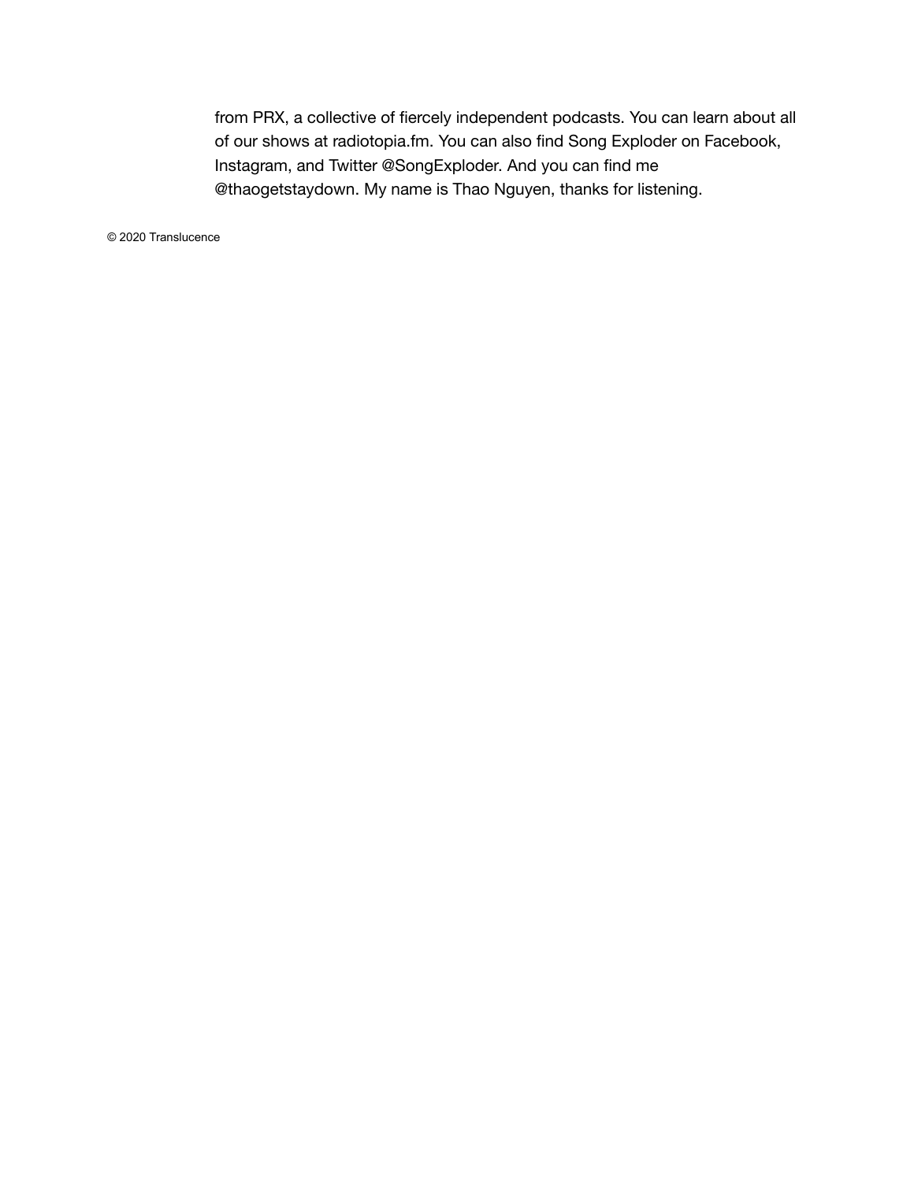from PRX, a collective of fiercely independent podcasts. You can learn about all of our shows at radiotopia.fm. You can also find Song Exploder on Facebook, Instagram, and Twitter @SongExploder. And you can find me @thaogetstaydown. My name is Thao Nguyen, thanks for listening.

© 2020 Translucence